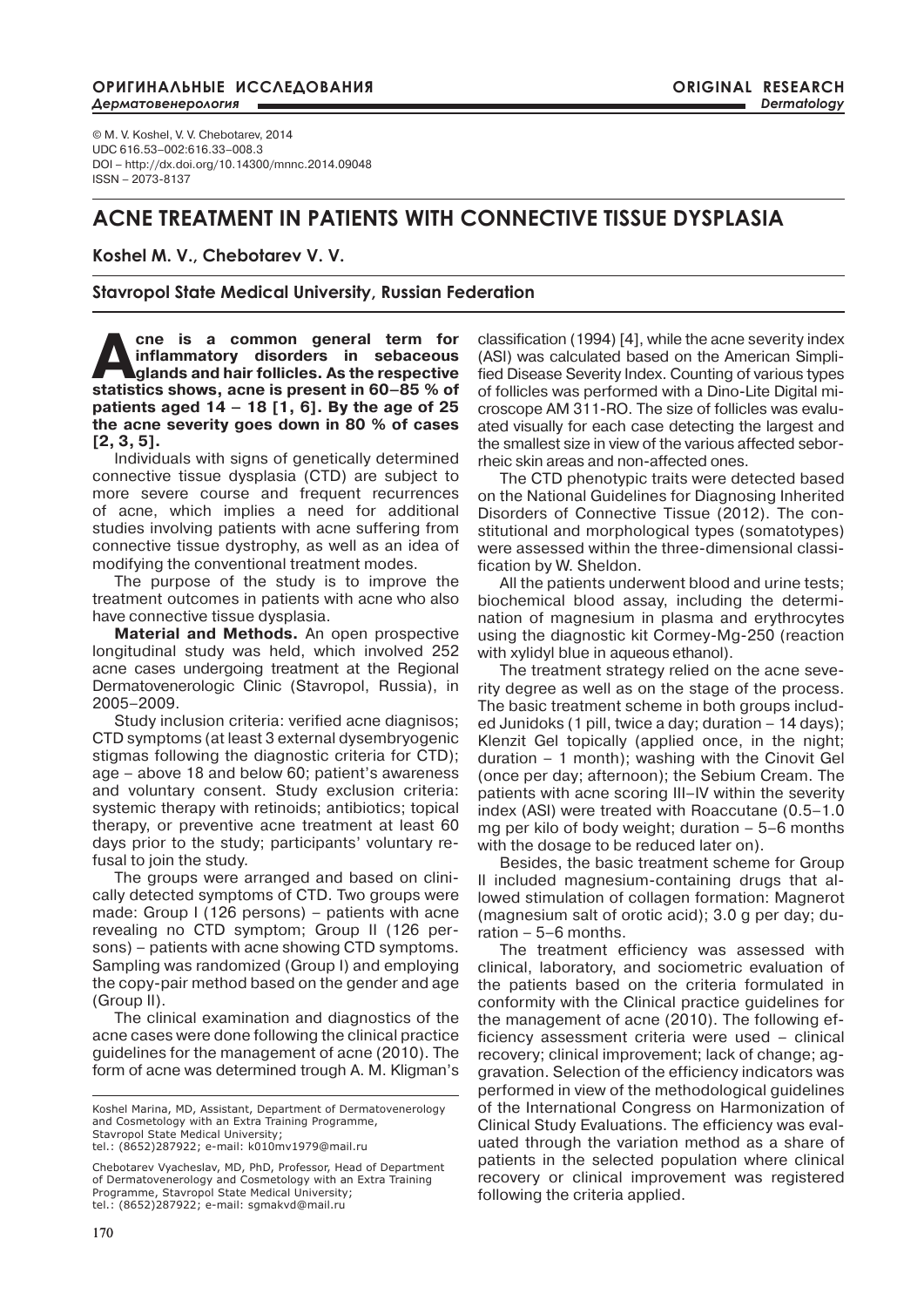© M. V. Koshel, V. V. Chebotarev, 2014
UDC 616.53–002:616.33–008.3
DOI – http://dx.doi.org/10.14300/mnnc.2014.09048
ISSN – 2073-8137

# ACNE TREATMENT IN PATIENTS WITH CONNECTIVE TISSUE DYSPLASIA

**Koshel M. V., Chebotarev V. V.**

**Stavropol State Medical University, Russian Federation**

**Acne is a common general term for inflammatory disorders in sebaceous glands and hair follicles. As the respective statistics shows, acne is present in 60–85 % of patients aged 14 – 18 [1, 6]. By the age of 25 the acne severity goes down in 80 % of cases [2, 3, 5].**

Individuals with signs of genetically determined connective tissue dysplasia (CTD) are subject to more severe course and frequent recurrences of acne, which implies a need for additional studies involving patients with acne suffering from connective tissue dystrophy, as well as an idea of modifying the conventional treatment modes.

The purpose of the study is to improve the treatment outcomes in patients with acne who also have connective tissue dysplasia.

**Material and Methods.** An open prospective longitudinal study was held, which involved 252 acne cases undergoing treatment at the Regional Dermatovenerologic Clinic (Stavropol, Russia), in 2005–2009.

Study inclusion criteria: verified acne diagnisos; CTD symptoms (at least 3 external dysembryogenic stigmas following the diagnostic criteria for CTD); age – above 18 and below 60; patient's awareness and voluntary consent. Study exclusion criteria: systemic therapy with retinoids; antibiotics; topical therapy, or preventive acne treatment at least 60 days prior to the study; participants' voluntary refusal to join the study.

The groups were arranged and based on clinically detected symptoms of CTD. Two groups were made: Group I (126 persons) – patients with acne revealing no CTD symptom; Group II (126 persons) – patients with acne showing CTD symptoms. Sampling was randomized (Group I) and employing the copy-pair method based on the gender and age (Group II).

The clinical examination and diagnostics of the acne cases were done following the clinical practice guidelines for the management of acne (2010). The form of acne was determined trough A. M. Kligman's classification (1994) [4], while the acne severity index (ASI) was calculated based on the American Simplified Disease Severity Index. Counting of various types of follicles was performed with a Dino-Lite Digital microscope AM 311-RO. The size of follicles was evaluated visually for each case detecting the largest and the smallest size in view of the various affected seborrheic skin areas and non-affected ones.

The CTD phenotypic traits were detected based on the National Guidelines for Diagnosing Inherited Disorders of Connective Tissue (2012). The constitutional and morphological types (somatotypes) were assessed within the three-dimensional classification by W. Sheldon.

All the patients underwent blood and urine tests; biochemical blood assay, including the determination of magnesium in plasma and erythrocytes using the diagnostic kit Cormey-Mg-250 (reaction with xylidyl blue in aqueous ethanol).

The treatment strategy relied on the acne severity degree as well as on the stage of the process. The basic treatment scheme in both groups included Junidoks (1 pill, twice a day; duration – 14 days); Klenzit Gel topically (applied once, in the night; duration – 1 month); washing with the Cinovit Gel (once per day; afternoon); the Sebium Cream. The patients with acne scoring III–IV within the severity index (ASI) were treated with Roaccutane (0.5–1.0 mg per kilo of body weight; duration – 5–6 months with the dosage to be reduced later on).

Besides, the basic treatment scheme for Group II included magnesium-containing drugs that allowed stimulation of collagen formation: Magnerot (magnesium salt of orotic acid); 3.0 g per day; duration – 5–6 months.

The treatment efficiency was assessed with clinical, laboratory, and sociometric evaluation of the patients based on the criteria formulated in conformity with the Clinical practice guidelines for the management of acne (2010). The following efficiency assessment criteria were used – clinical recovery; clinical improvement; lack of change; aggravation. Selection of the efficiency indicators was performed in view of the methodological guidelines of the International Congress on Harmonization of Clinical Study Evaluations. The efficiency was evaluated through the variation method as a share of patients in the selected population where clinical recovery or clinical improvement was registered following the criteria applied.

---

Koshel Marina, MD, Assistant, Department of Dermatovenerology and Cosmetology with an Extra Training Programme, Stavropol State Medical University;
tel.: (8652)287922; e-mail: k010mv1979@mail.ru

Chebotarev Vyacheslav, MD, PhD, Professor, Head of Department of Dermatovenerology and Cosmetology with an Extra Training Programme, Stavropol State Medical University;
tel.: (8652)287922; e-mail: sgmakvd@mail.ru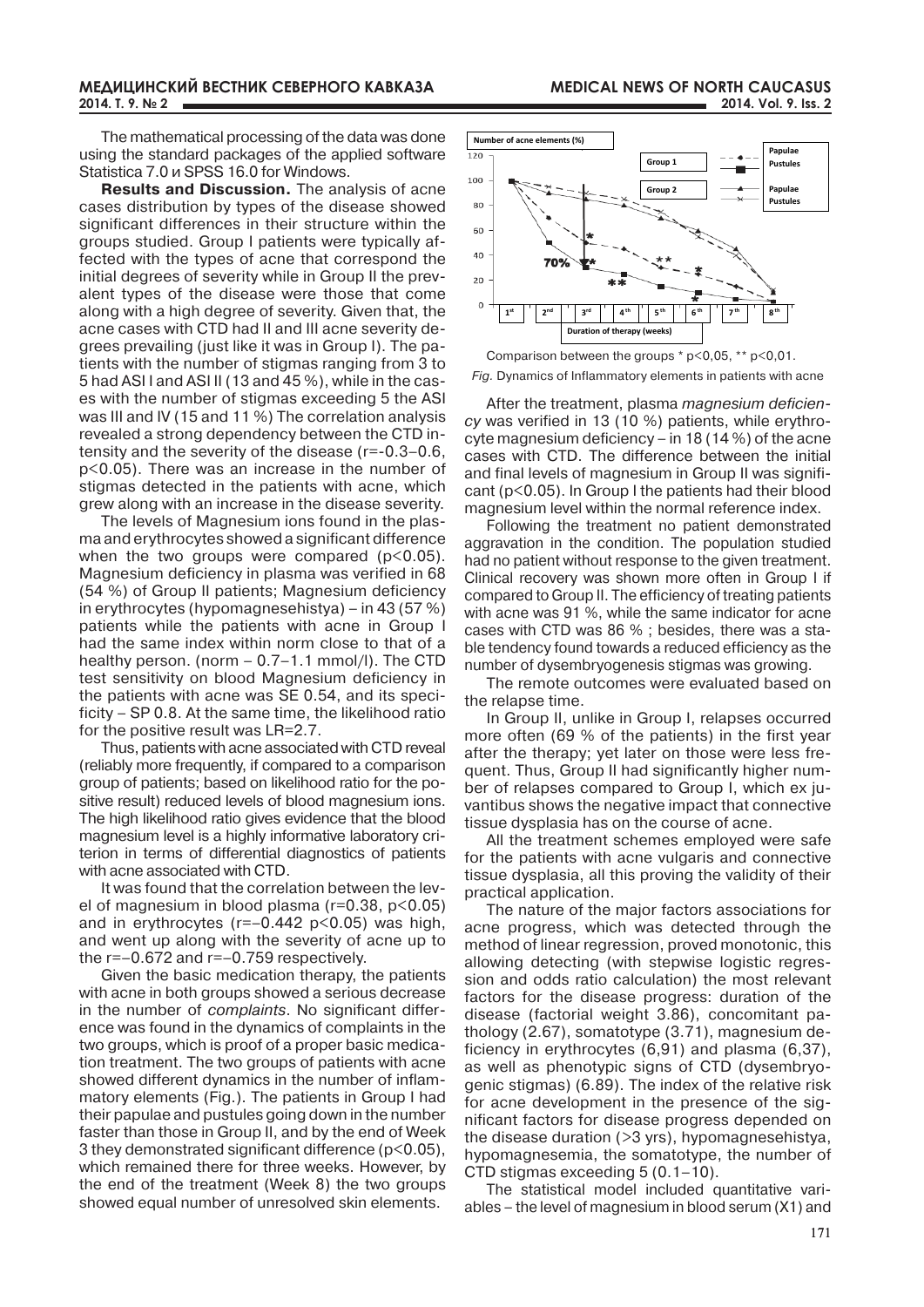The mathematical processing of the data was done using the standard packages of the applied software Statistica 7.0 и SPSS 16.0 for Windows.

**Results and Discussion.** The analysis of acne cases distribution by types of the disease showed significant differences in their structure within the groups studied. Group I patients were typically affected with the types of acne that correspond the initial degrees of severity while in Group II the prevalent types of the disease were those that come along with a high degree of severity. Given that, the acne cases with CTD had II and III acne severity degrees prevailing (just like it was in Group I). The patients with the number of stigmas ranging from 3 to 5 had ASI I and ASI II (13 and 45 %), while in the cases with the number of stigmas exceeding 5 the ASI was III and IV (15 and 11 %) The correlation analysis revealed a strong dependency between the CTD intensity and the severity of the disease (r=-0.3–0.6, p<0.05). There was an increase in the number of stigmas detected in the patients with acne, which grew along with an increase in the disease severity.

The levels of Magnesium ions found in the plasma and erythrocytes showed a significant difference when the two groups were compared (p<0.05). Magnesium deficiency in plasma was verified in 68 (54 %) of Group II patients; Magnesium deficiency in erythrocytes (hypomagnesehistya) – in 43 (57 %) patients while the patients with acne in Group I had the same index within norm close to that of a healthy person. (norm – 0.7–1.1 mmol/l). The CTD test sensitivity on blood Magnesium deficiency in the patients with acne was SE 0.54, and its specificity – SP 0.8. At the same time, the likelihood ratio for the positive result was LR=2.7.

Thus, patients with acne associated with CTD reveal (reliably more frequently, if compared to a comparison group of patients; based on likelihood ratio for the positive result) reduced levels of blood magnesium ions. The high likelihood ratio gives evidence that the blood magnesium level is a highly informative laboratory criterion in terms of differential diagnostics of patients with acne associated with CTD.

It was found that the correlation between the level of magnesium in blood plasma (r=0.38, p<0.05) and in erythrocytes (r=–0.442 p<0.05) was high, and went up along with the severity of acne up to the r=–0.672 and r=–0.759 respectively.

Given the basic medication therapy, the patients with acne in both groups showed a serious decrease in the number of *complaints*. No significant difference was found in the dynamics of complaints in the two groups, which is proof of a proper basic medication treatment. The two groups of patients with acne showed different dynamics in the number of inflammatory elements (Fig.). The patients in Group I had their papulae and pustules going down in the number faster than those in Group II, and by the end of Week 3 they demonstrated significant difference (p<0.05), which remained there for three weeks. However, by the end of the treatment (Week 8) the two groups showed equal number of unresolved skin elements.

Comparison between the groups * p<0,05, ** p<0,01.

*Fig.* Dynamics of Inflammatory elements in patients with acne

After the treatment, plasma *magnesium deficiency* was verified in 13 (10 %) patients, while erythrocyte magnesium deficiency – in 18 (14 %) of the acne cases with CTD. The difference between the initial and final levels of magnesium in Group II was significant (p<0.05). In Group I the patients had their blood magnesium level within the normal reference index.

Following the treatment no patient demonstrated aggravation in the condition. The population studied had no patient without response to the given treatment. Clinical recovery was shown more often in Group I if compared to Group II. The efficiency of treating patients with acne was 91 %, while the same indicator for acne cases with CTD was 86 % ; besides, there was a stable tendency found towards a reduced efficiency as the number of dysembryogenesis stigmas was growing.

The remote outcomes were evaluated based on the relapse time.

In Group II, unlike in Group I, relapses occurred more often (69 % of the patients) in the first year after the therapy; yet later on those were less frequent. Thus, Group II had significantly higher number of relapses compared to Group I, which ex juvantibus shows the negative impact that connective tissue dysplasia has on the course of acne.

All the treatment schemes employed were safe for the patients with acne vulgaris and connective tissue dysplasia, all this proving the validity of their practical application.

The nature of the major factors associations for acne progress, which was detected through the method of linear regression, proved monotonic, this allowing detecting (with stepwise logistic regression and odds ratio calculation) the most relevant factors for the disease progress: duration of the disease (factorial weight 3.86), concomitant pathology (2.67), somatotype (3.71), magnesium deficiency in erythrocytes (6,91) and plasma (6,37), as well as phenotypic signs of CTD (dysembryogenic stigmas) (6.89). The index of the relative risk for acne development in the presence of the significant factors for disease progress depended on the disease duration (>3 yrs), hypomagnesehistya, hypomagnesemia, the somatotype, the number of CTD stigmas exceeding 5 (0.1–10).

The statistical model included quantitative variables – the level of magnesium in blood serum (X1) and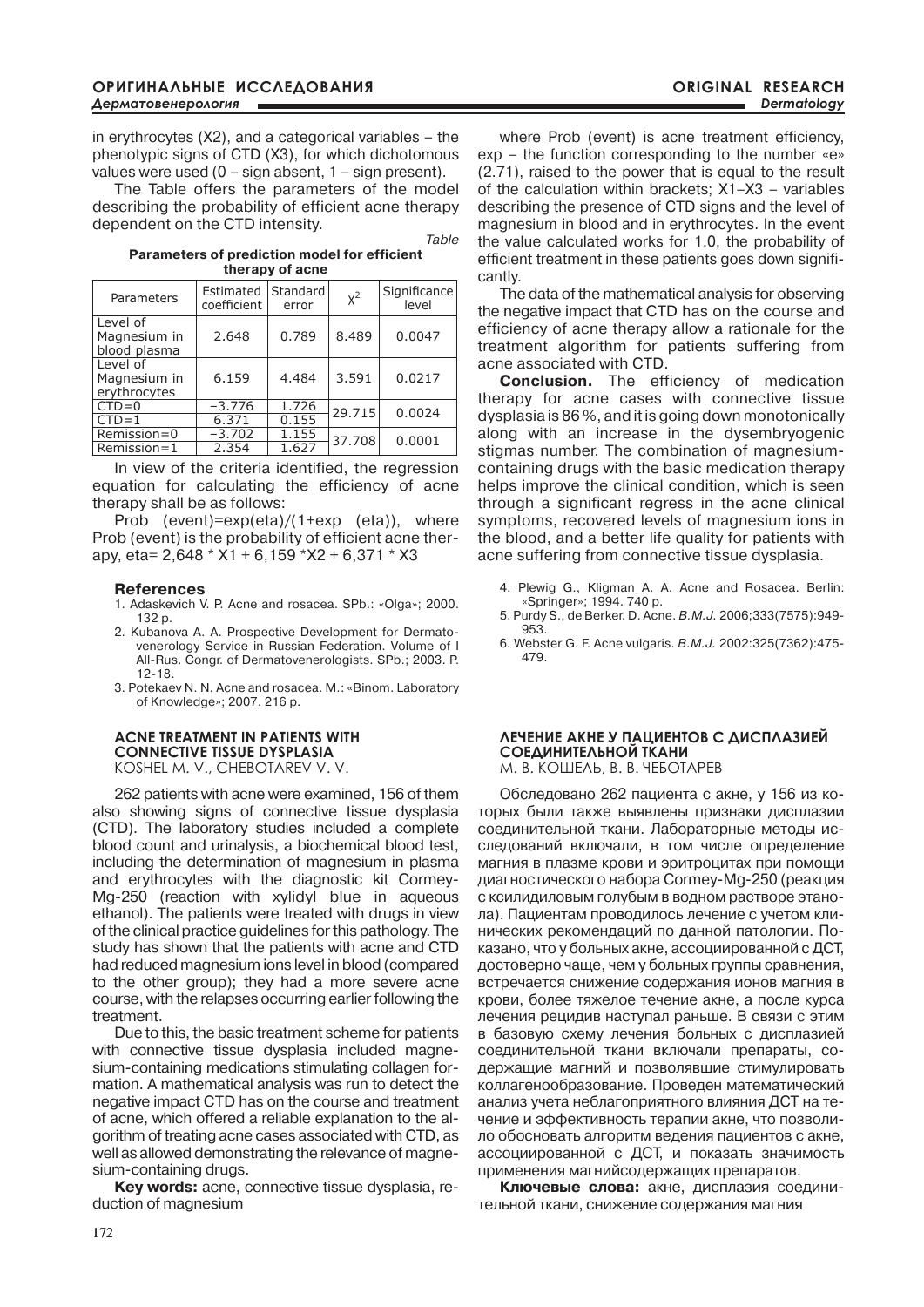in erythrocytes (X2), and a categorical variables – the phenotypic signs of CTD (X3), for which dichotomous values were used (0 – sign absent, 1 – sign present).

The Table offers the parameters of the model describing the probability of efficient acne therapy dependent on the CTD intensity.

*Table*

**Parameters of prediction model for efficient therapy of acne**

| Parameters | Estimated coefficient | Standard error | $\chi^2$ | Significance level |
|---|---|---|---|---|
| Level of Magnesium in blood plasma | 2.648 | 0.789 | 8.489 | 0.0047 |
| Level of Magnesium in erythrocytes | 6.159 | 4.484 | 3.591 | 0.0217 |
| CTD=0 | −3.776 | 1.726 | 29.715 | 0.0024 |
| CTD=1 | 6.371 | 0.155 | | |
| Remission=0 | −3.702 | 1.155 | 37.708 | 0.0001 |
| Remission=1 | 2.354 | 1.627 | | |

In view of the criteria identified, the regression equation for calculating the efficiency of acne therapy shall be as follows:

Prob (event)=exp(eta)/(1+exp (eta)), where Prob (event) is the probability of efficient acne therapy, eta= 2,648 * X1 + 6,159 *X2 + 6,371 * X3

where Prob (event) is acne treatment efficiency, exp – the function corresponding to the number «e» (2.71), raised to the power that is equal to the result of the calculation within brackets; X1–X3 – variables describing the presence of CTD signs and the level of magnesium in blood and in erythrocytes. In the event the value calculated works for 1.0, the probability of efficient treatment in these patients goes down significantly.

The data of the mathematical analysis for observing the negative impact that CTD has on the course and efficiency of acne therapy allow a rationale for the treatment algorithm for patients suffering from acne associated with CTD.

**Conclusion.** The efficiency of medication therapy for acne cases with connective tissue dysplasia is 86 %, and it is going down monotonically along with an increase in the dysembryogenic stigmas number. The combination of magnesium-containing drugs with the basic medication therapy helps improve the clinical condition, which is seen through a significant regress in the acne clinical symptoms, recovered levels of magnesium ions in the blood, and a better life quality for patients with acne suffering from connective tissue dysplasia.

### References

1. Adaskevich V. P. Acne and rosacea. SPb.: «Olga»; 2000. 132 p.
2. Kubanova A. A. Prospective Development for Dermatovenerology Service in Russian Federation. Volume of I All-Rus. Congr. of Dermatovenerologists. SPb.; 2003. P. 12-18.
3. Potekaev N. N. Acne and rosacea. M.: «Binom. Laboratory of Knowledge»; 2007. 216 p.
4. Plewig G., Kligman A. A. Acne and Rosacea. Berlin: «Springer»; 1994. 740 p.
5. Purdy S., de Berker. D. Acne. *B.M.J.* 2006;333(7575):949-953.
6. Webster G. F. Acne vulgaris. *B.M.J.* 2002:325(7362):475-479.

## ACNE TREATMENT IN PATIENTS WITH CONNECTIVE TISSUE DYSPLASIA

KOSHEL M. V., CHEBOTAREV V. V.

262 patients with acne were examined, 156 of them also showing signs of connective tissue dysplasia (CTD). The laboratory studies included a complete blood count and urinalysis, a biochemical blood test, including the determination of magnesium in plasma and erythrocytes with the diagnostic kit Cormey-Mg-250 (reaction with xylidyl blue in aqueous ethanol). The patients were treated with drugs in view of the clinical practice guidelines for this pathology. The study has shown that the patients with acne and CTD had reduced magnesium ions level in blood (compared to the other group); they had a more severe acne course, with the relapses occurring earlier following the treatment.

Due to this, the basic treatment scheme for patients with connective tissue dysplasia included magnesium-containing medications stimulating collagen formation. A mathematical analysis was run to detect the negative impact CTD has on the course and treatment of acne, which offered a reliable explanation to the algorithm of treating acne cases associated with CTD, as well as allowed demonstrating the relevance of magnesium-containing drugs.

**Key words:** acne, connective tissue dysplasia, reduction of magnesium

## ЛЕЧЕНИЕ АКНЕ У ПАЦИЕНТОВ С ДИСПЛАЗИЕЙ СОЕДИНИТЕЛЬНОЙ ТКАНИ

М. В. КОШЕЛЬ, В. В. ЧЕБОТАРЕВ

Обследовано 262 пациента с акне, у 156 из которых были также выявлены признаки дисплазии соединительной ткани. Лабораторные методы исследований включали, в том числе определение магния в плазме крови и эритроцитах при помощи диагностического набора Cormey-Mg-250 (реакция с ксилидиловым голубым в водном растворе этанола). Пациентам проводилось лечение с учетом клинических рекомендаций по данной патологии. Показано, что у больных акне, ассоциированной с ДСТ, достоверно чаще, чем у больных группы сравнения, встречается снижение содержания ионов магния в крови, более тяжелое течение акне, а после курса лечения рецидив наступал раньше. В связи с этим в базовую схему лечения больных с дисплазией соединительной ткани включали препараты, содержащие магний и позволявшие стимулировать коллагенообразование. Проведен математический анализ учета неблагоприятного влияния ДСТ на течение и эффективность терапии акне, что позволило обосновать алгоритм ведения пациентов с акне, ассоциированной с ДСТ, и показать значимость применения магнийсодержащих препаратов.

**Ключевые слова:** акне, дисплазия соединительной ткани, снижение содержания магния